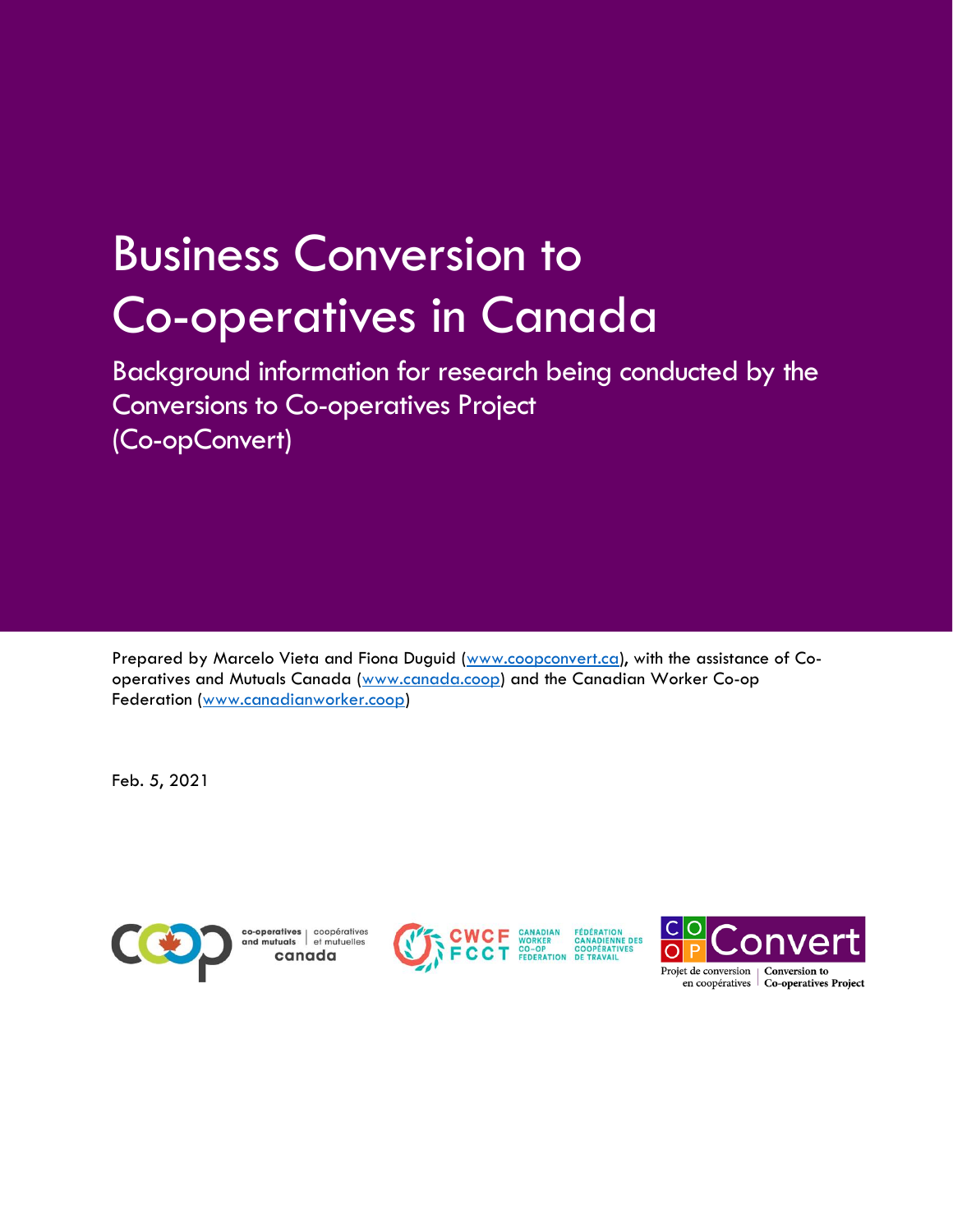# Business Conversion to Co-operatives in Canada

## Background information for research being conducted by the Conversions to Co-operatives Project (Co-opConvert)

Prepared by Marcelo Vieta and Fiona Duguid (www.coopconvert.ca), with the assistance of Co-operatives and Mutuals Canada (www.canada.coop) and the Canadian Worker Co-op Federation (www.canadianworker.coop)

Feb. 5, 2021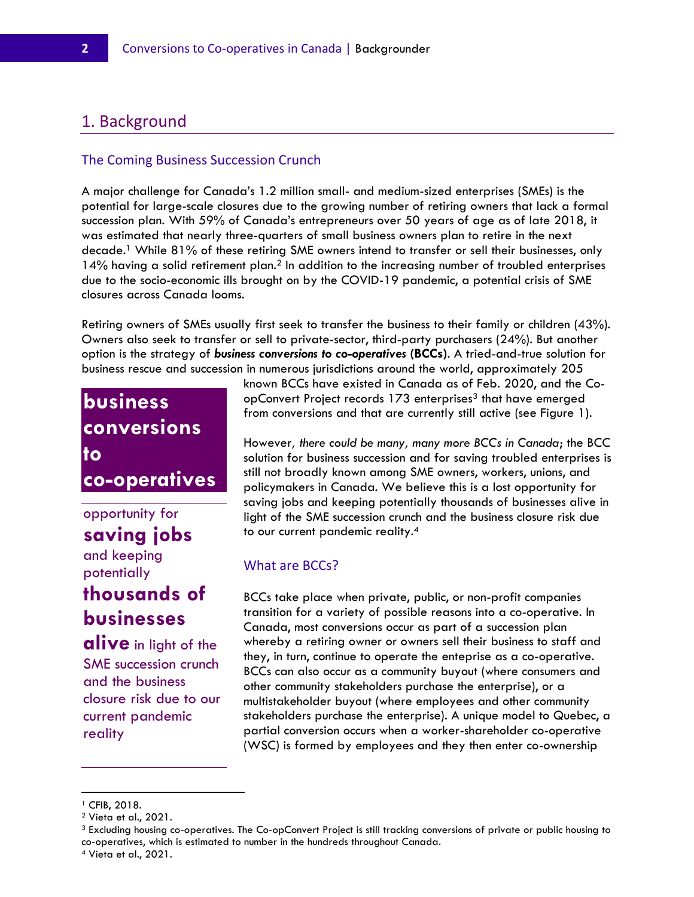# 1. Background

## The Coming Business Succession Crunch

A major challenge for Canada's 1.2 million small- and medium-sized enterprises (SMEs) is the potential for large-scale closures due to the growing number of retiring owners that lack a formal succession plan. With 59% of Canada's entrepreneurs over 50 years of age as of late 2018, it was estimated that nearly three-quarters of small business owners plan to retire in the next decade.[1] While 81% of these retiring SME owners intend to transfer or sell their businesses, only 14% having a solid retirement plan.[2] In addition to the increasing number of troubled enterprises due to the socio-economic ills brought on by the COVID-19 pandemic, a potential crisis of SME closures across Canada looms.

Retiring owners of SMEs usually first seek to transfer the business to their family or children (43%). Owners also seek to transfer or sell to private-sector, third-party purchasers (24%). But another option is the strategy of ***business conversions to co-operatives*** **(BCCs)**. A tried-and-true solution for business rescue and succession in numerous jurisdictions around the world, approximately 205 known BCCs have existed in Canada as of Feb. 2020, and the Co-opConvert Project records 173 enterprises[3] that have emerged from conversions and that are currently still active (see Figure 1).

> **business conversions to co-operatives**
>
> opportunity for **saving jobs** and keeping potentially **thousands of businesses alive** in light of the SME succession crunch and the business closure risk due to our current pandemic reality

However*, there could be many, many more BCCs in Canada*; the BCC solution for business succession and for saving troubled enterprises is still not broadly known among SME owners, workers, unions, and policymakers in Canada. We believe this is a lost opportunity for saving jobs and keeping potentially thousands of businesses alive in light of the SME succession crunch and the business closure risk due to our current pandemic reality.[4]

## What are BCCs?

BCCs take place when private, public, or non-profit companies transition for a variety of possible reasons into a co-operative. In Canada, most conversions occur as part of a succession plan whereby a retiring owner or owners sell their business to staff and they, in turn, continue to operate the enteprise as a co-operative. BCCs can also occur as a community buyout (where consumers and other community stakeholders purchase the enterprise), or a multistakeholder buyout (where employees and other community stakeholders purchase the enterprise). A unique model to Quebec, a partial conversion occurs when a worker-shareholder co-operative (WSC) is formed by employees and they then enter co-ownership

---

[1] CFIB, 2018.

[2] Vieta et al., 2021.

[3] Excluding housing co-operatives. The Co-opConvert Project is still tracking conversions of private or public housing to co-operatives, which is estimated to number in the hundreds throughout Canada.

[4] Vieta et al., 2021.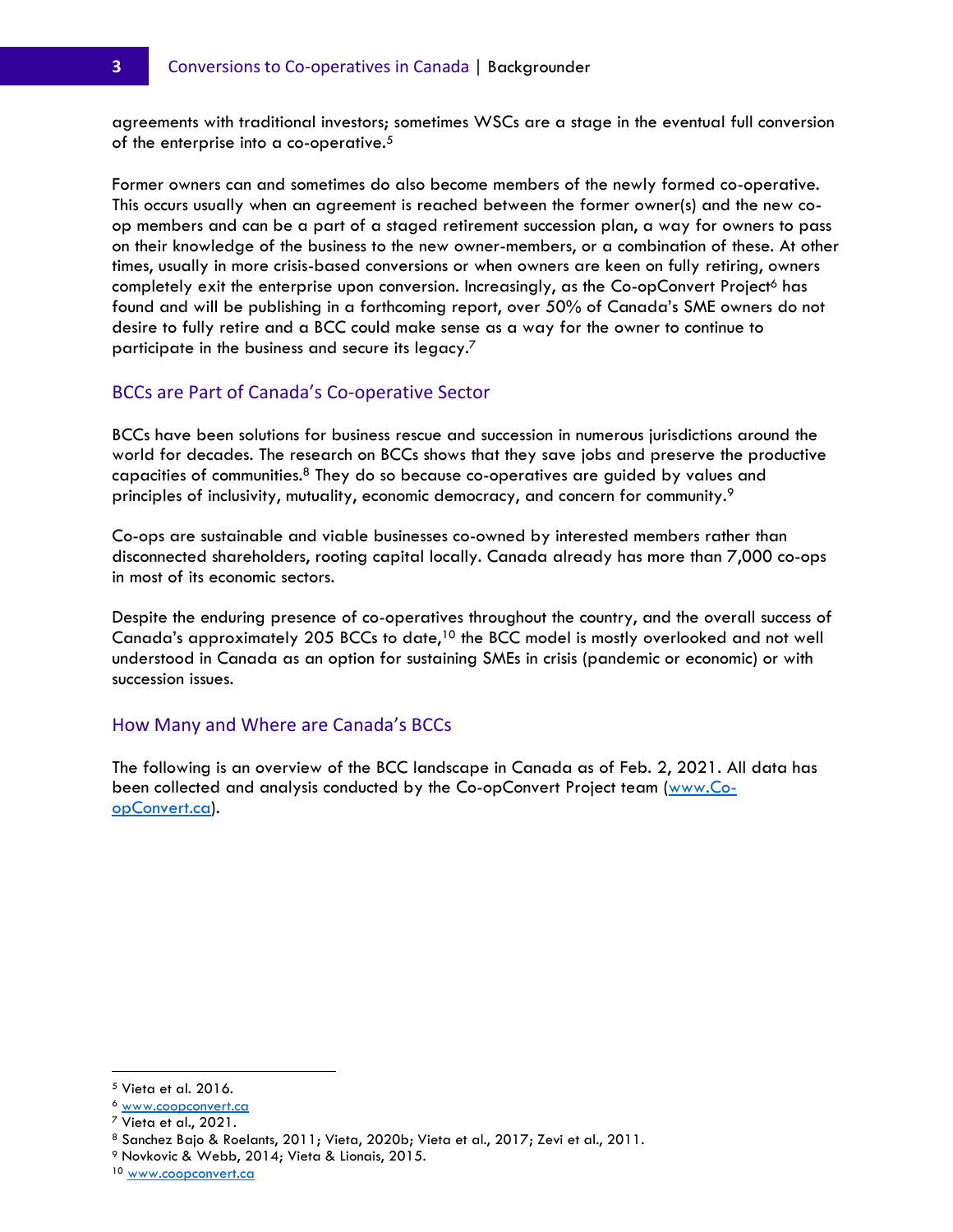agreements with traditional investors; sometimes WSCs are a stage in the eventual full conversion of the enterprise into a co-operative.[5]

Former owners can and sometimes do also become members of the newly formed co-operative. This occurs usually when an agreement is reached between the former owner(s) and the new co-op members and can be a part of a staged retirement succession plan, a way for owners to pass on their knowledge of the business to the new owner-members, or a combination of these. At other times, usually in more crisis-based conversions or when owners are keen on fully retiring, owners completely exit the enterprise upon conversion. Increasingly, as the Co-opConvert Project[6] has found and will be publishing in a forthcoming report, over 50% of Canada's SME owners do not desire to fully retire and a BCC could make sense as a way for the owner to continue to participate in the business and secure its legacy.[7]

## BCCs are Part of Canada's Co-operative Sector

BCCs have been solutions for business rescue and succession in numerous jurisdictions around the world for decades. The research on BCCs shows that they save jobs and preserve the productive capacities of communities.[8] They do so because co-operatives are guided by values and principles of inclusivity, mutuality, economic democracy, and concern for community.[9]

Co-ops are sustainable and viable businesses co-owned by interested members rather than disconnected shareholders, rooting capital locally. Canada already has more than 7,000 co-ops in most of its economic sectors.

Despite the enduring presence of co-operatives throughout the country, and the overall success of Canada's approximately 205 BCCs to date,[10] the BCC model is mostly overlooked and not well understood in Canada as an option for sustaining SMEs in crisis (pandemic or economic) or with succession issues.

## How Many and Where are Canada's BCCs

The following is an overview of the BCC landscape in Canada as of Feb. 2, 2021. All data has been collected and analysis conducted by the Co-opConvert Project team (www.Co-opConvert.ca).

---

[5] Vieta et al. 2016.

[6] www.coopconvert.ca

[7] Vieta et al., 2021.

[8] Sanchez Bajo & Roelants, 2011; Vieta, 2020b; Vieta et al., 2017; Zevi et al., 2011.

[9] Novkovic & Webb, 2014; Vieta & Lionais, 2015.

[10] www.coopconvert.ca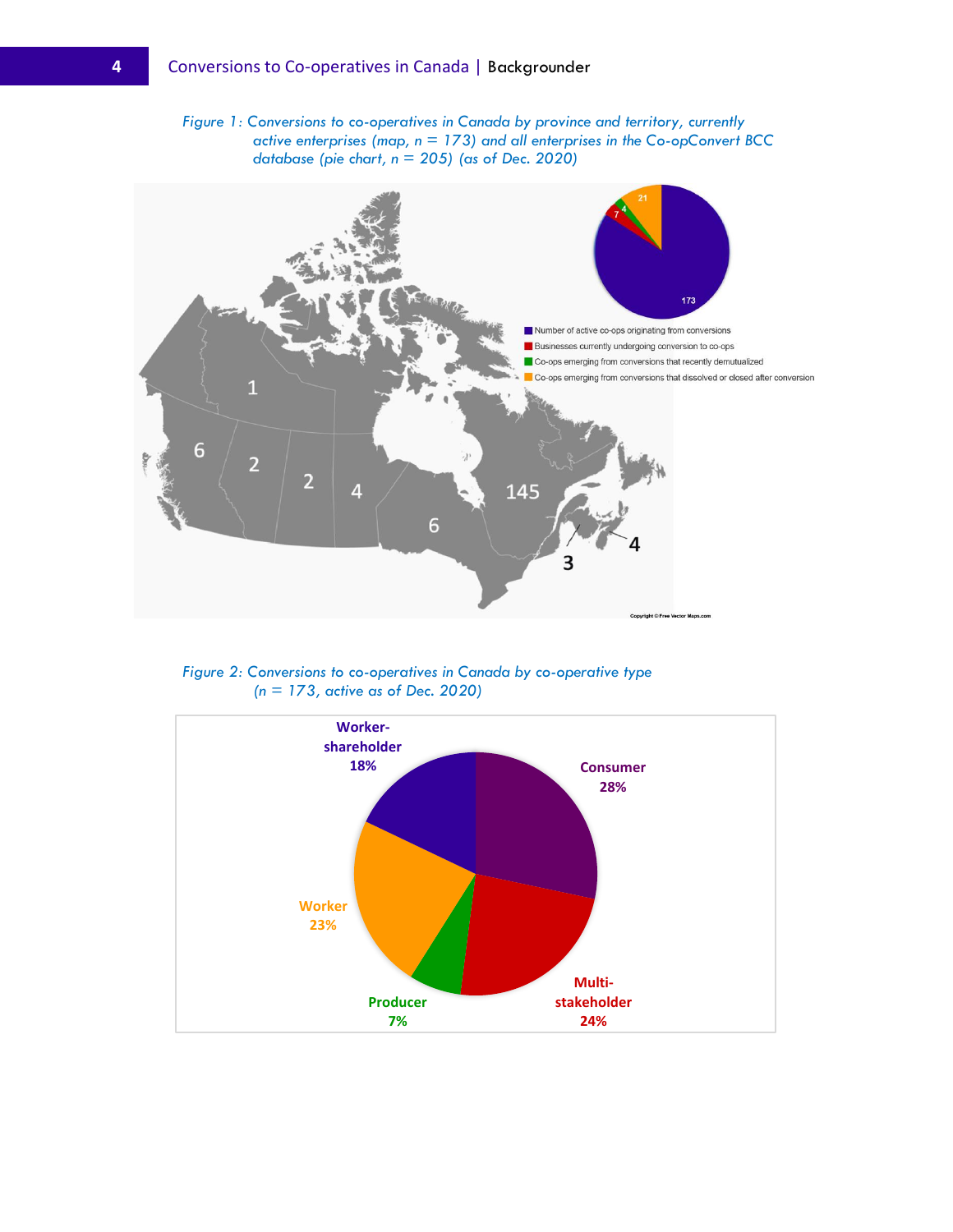*Figure 1: Conversions to co-operatives in Canada by province and territory, currently active enterprises (map, n = 173) and all enterprises in the Co-opConvert BCC database (pie chart, n = 205) (as of Dec. 2020)*

- Number of active co-ops originating from conversions: 173
- Businesses currently undergoing conversion to co-ops: 7
- Co-ops emerging from conversions that recently demutualized: 4
- Co-ops emerging from conversions that dissolved or closed after conversion: 21

Map values: 1, 6, 2, 2, 4, 6, 145, 3, 4

Copyright © Free Vector Maps.com

*Figure 2: Conversions to co-operatives in Canada by co-operative type (n = 173, active as of Dec. 2020)*

- Consumer 28%
- Multi-stakeholder 24%
- Producer 7%
- Worker 23%
- Worker-shareholder 18%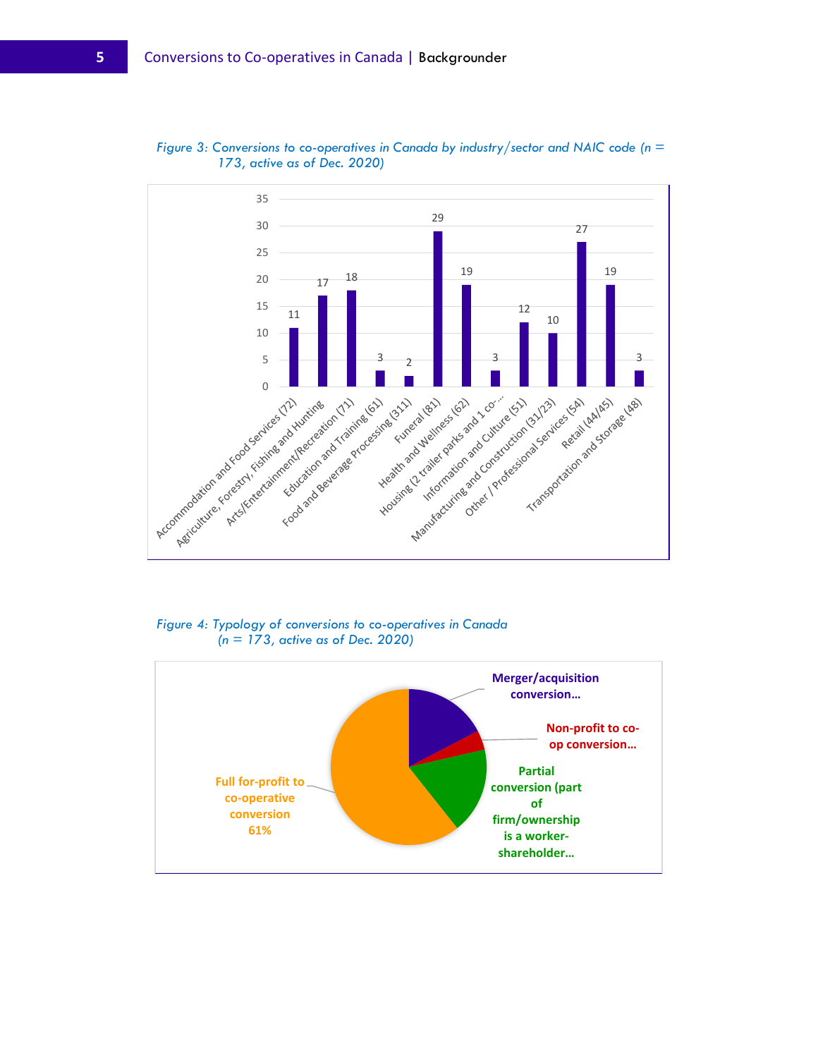*Figure 3: Conversions to co-operatives in Canada by industry/sector and NAIC code (n = 173, active as of Dec. 2020)*

| Industry/sector (NAIC code) | Conversions |
|---|---|
| Accommodation and Food Services (72) | 11 |
| Agriculture, Forestry, Fishing and Hunting | 17 |
| Arts/Entertainment/Recreation (71) | 18 |
| Education and Training (61) | 3 |
| Food and Beverage Processing (311) | 2 |
| Funeral (81) | 29 |
| Health and Wellness (62) | 19 |
| Housing (2 trailer parks and 1 co-... | 3 |
| Information and Culture (51) | 12 |
| Manufacturing and Construction (31/23) | 10 |
| Other / Professional Services (54) | 27 |
| Retail (44/45) | 19 |
| Transportation and Storage (48) | 3 |

*Figure 4: Typology of conversions to co-operatives in Canada (n = 173, active as of Dec. 2020)*

- Full for-profit to co-operative conversion 61%
- Merger/acquisition conversion...
- Non-profit to co-op conversion...
- Partial conversion (part of firm/ownership is a worker-shareholder...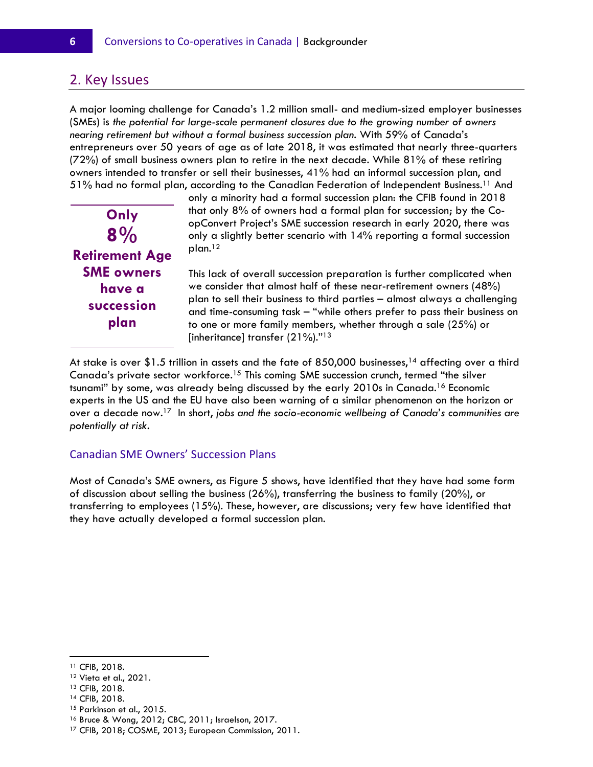## 2. Key Issues

A major looming challenge for Canada's 1.2 million small- and medium-sized employer businesses (SMEs) is *the potential for large-scale permanent closures due to the growing number of owners nearing retirement but without a formal business succession plan.* With 59% of Canada's entrepreneurs over 50 years of age as of late 2018, it was estimated that nearly three-quarters (72%) of small business owners plan to retire in the next decade. While 81% of these retiring owners intended to transfer or sell their businesses, 41% had an informal succession plan, and 51% had no formal plan, according to the Canadian Federation of Independent Business.[11] And only a minority had a formal succession plan: the CFIB found in 2018 that only 8% of owners had a formal plan for succession; by the Co-opConvert Project's SME succession research in early 2020, there was only a slightly better scenario with 14% reporting a formal succession plan.[12]

**Only 8% Retirement Age SME owners have a succession plan**

This lack of overall succession preparation is further complicated when we consider that almost half of these near-retirement owners (48%) plan to sell their business to third parties – almost always a challenging and time-consuming task – "while others prefer to pass their business on to one or more family members, whether through a sale (25%) or [inheritance] transfer (21%)."[13]

At stake is over $1.5 trillion in assets and the fate of 850,000 businesses,[14] affecting over a third Canada's private sector workforce.[15] This coming SME succession crunch, termed "the silver tsunami" by some, was already being discussed by the early 2010s in Canada.[16] Economic experts in the US and the EU have also been warning of a similar phenomenon on the horizon or over a decade now.[17] In short, *jobs and the socio-economic wellbeing of Canada's communities are potentially at risk*.

### Canadian SME Owners' Succession Plans

Most of Canada's SME owners, as Figure 5 shows, have identified that they have had some form of discussion about selling the business (26%), transferring the business to family (20%), or transferring to employees (15%). These, however, are discussions; very few have identified that they have actually developed a formal succession plan.

---

[11] CFIB, 2018.
[12] Vieta et al., 2021.
[13] CFIB, 2018.
[14] CFIB, 2018.
[15] Parkinson et al., 2015.
[16] Bruce & Wong, 2012; CBC, 2011; Israelson, 2017.
[17] CFIB, 2018; COSME, 2013; European Commission, 2011.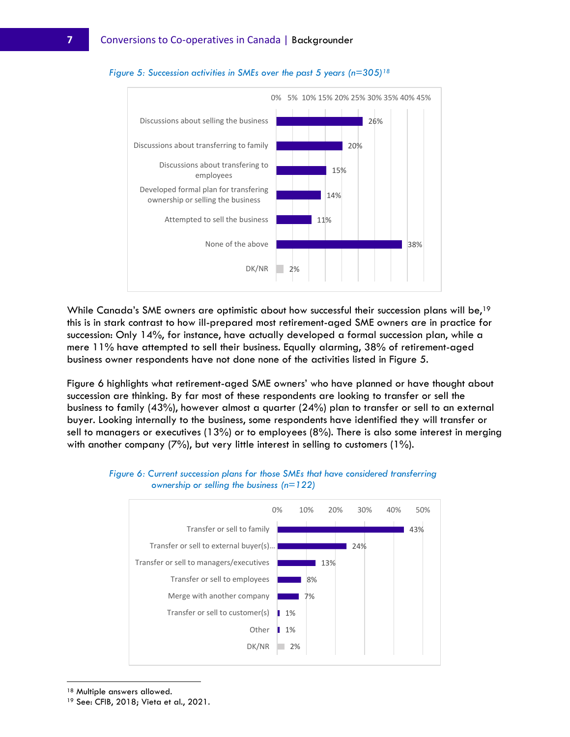*Figure 5: Succession activities in SMEs over the past 5 years (n=305)*[18]

| Activity | % |
|---|---|
| Discussions about selling the business | 26% |
| Discussions about transferring to family | 20% |
| Discussions about transfering to employees | 15% |
| Developed formal plan for transfering ownership or selling the business | 14% |
| Attempted to sell the business | 11% |
| None of the above | 38% |
| DK/NR | 2% |

While Canada's SME owners are optimistic about how successful their succession plans will be,[19] this is in stark contrast to how ill-prepared most retirement-aged SME owners are in practice for succession: Only 14%, for instance, have actually developed a formal succession plan, while a mere 11% have attempted to sell their business. Equally alarming, 38% of retirement-aged business owner respondents have not done none of the activities listed in Figure 5.

Figure 6 highlights what retirement-aged SME owners' who have planned or have thought about succession are thinking. By far most of these respondents are looking to transfer or sell the business to family (43%), however almost a quarter (24%) plan to transfer or sell to an external buyer. Looking internally to the business, some respondents have identified they will transfer or sell to managers or executives (13%) or to employees (8%). There is also some interest in merging with another company (7%), but very little interest in selling to customers (1%).

*Figure 6: Current succession plans for those SMEs that have considered transferring ownership or selling the business (n=122)*

| Plan | % |
|---|---|
| Transfer or sell to family | 43% |
| Transfer or sell to external buyer(s)... | 24% |
| Transfer or sell to managers/executives | 13% |
| Transfer or sell to employees | 8% |
| Merge with another company | 7% |
| Transfer or sell to customer(s) | 1% |
| Other | 1% |
| DK/NR | 2% |

[18] Multiple answers allowed.

[19] See: CFIB, 2018; Vieta et al., 2021.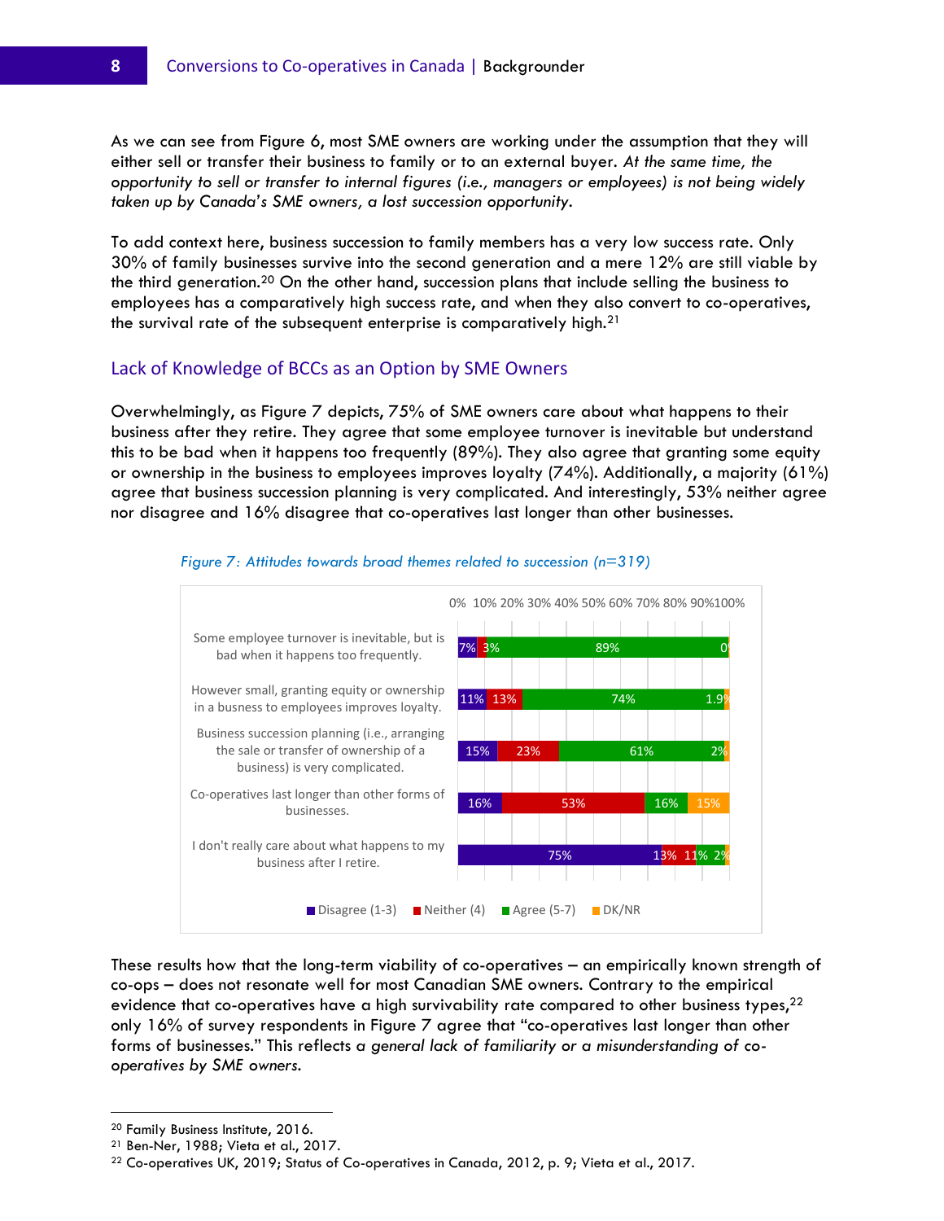As we can see from Figure 6, most SME owners are working under the assumption that they will either sell or transfer their business to family or to an external buyer. *At the same time, the opportunity to sell or transfer to internal figures (i.e., managers or employees) is not being widely taken up by Canada's SME owners, a lost succession opportunity.*

To add context here, business succession to family members has a very low success rate. Only 30% of family businesses survive into the second generation and a mere 12% are still viable by the third generation.[20] On the other hand, succession plans that include selling the business to employees has a comparatively high success rate, and when they also convert to co-operatives, the survival rate of the subsequent enterprise is comparatively high.[21]

## Lack of Knowledge of BCCs as an Option by SME Owners

Overwhelmingly, as Figure 7 depicts, 75% of SME owners care about what happens to their business after they retire. They agree that some employee turnover is inevitable but understand this to be bad when it happens too frequently (89%). They also agree that granting some equity or ownership in the business to employees improves loyalty (74%). Additionally, a majority (61%) agree that business succession planning is very complicated. And interestingly, 53% neither agree nor disagree and 16% disagree that co-operatives last longer than other businesses.

*Figure 7: Attitudes towards broad themes related to succession (n=319)*

| Statement | Disagree (1-3) | Neither (4) | Agree (5-7) | DK/NR |
|---|---|---|---|---|
| Some employee turnover is inevitable, but is bad when it happens too frequently. | 7% | 3% | 89% | 0% |
| However small, granting equity or ownership in a busness to employees improves loyalty. | 11% | 13% | 74% | 1.9% |
| Business succession planning (i.e., arranging the sale or transfer of ownership of a business) is very complicated. | 15% | 23% | 61% | 2% |
| Co-operatives last longer than other forms of businesses. | 16% | 53% | 16% | 15% |
| I don't really care about what happens to my business after I retire. | 75% | 13% | 11% | 2% |

These results how that the long-term viability of co-operatives – an empirically known strength of co-ops – does not resonate well for most Canadian SME owners. Contrary to the empirical evidence that co-operatives have a high survivability rate compared to other business types,[22] only 16% of survey respondents in Figure 7 agree that "co-operatives last longer than other forms of businesses." This reflects *a general lack of familiarity or a misunderstanding of co-operatives by SME owners.*

---

[20] Family Business Institute, 2016.
[21] Ben-Ner, 1988; Vieta et al., 2017.
[22] Co-operatives UK, 2019; Status of Co-operatives in Canada, 2012, p. 9; Vieta et al., 2017.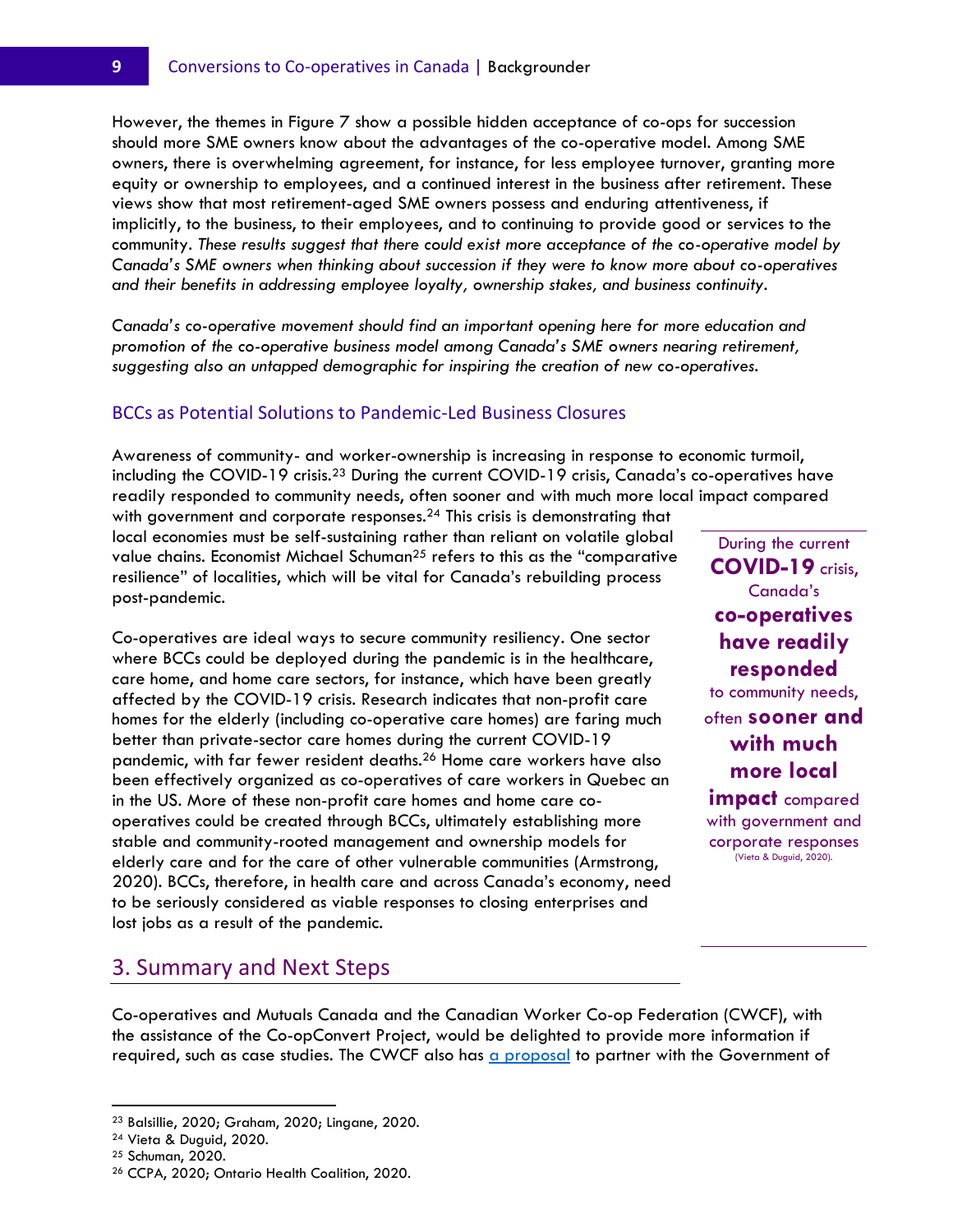However, the themes in Figure 7 show a possible hidden acceptance of co-ops for succession should more SME owners know about the advantages of the co-operative model. Among SME owners, there is overwhelming agreement, for instance, for less employee turnover, granting more equity or ownership to employees, and a continued interest in the business after retirement. These views show that most retirement-aged SME owners possess and enduring attentiveness, if implicitly, to the business, to their employees, and to continuing to provide good or services to the community. *These results suggest that there could exist more acceptance of the co-operative model by Canada's SME owners when thinking about succession if they were to know more about co-operatives and their benefits in addressing employee loyalty, ownership stakes, and business continuity.*

*Canada's co-operative movement should find an important opening here for more education and promotion of the co-operative business model among Canada's SME owners nearing retirement, suggesting also an untapped demographic for inspiring the creation of new co-operatives.*

### BCCs as Potential Solutions to Pandemic-Led Business Closures

Awareness of community- and worker-ownership is increasing in response to economic turmoil, including the COVID-19 crisis.[23] During the current COVID-19 crisis, Canada's co-operatives have readily responded to community needs, often sooner and with much more local impact compared with government and corporate responses.[24] This crisis is demonstrating that local economies must be self-sustaining rather than reliant on volatile global value chains. Economist Michael Schuman[25] refers to this as the "comparative resilience" of localities, which will be vital for Canada's rebuilding process post-pandemic.

> During the current **COVID-19** crisis, Canada's **co-operatives have readily responded** to community needs, often **sooner and with much more local impact** compared with government and corporate responses (Vieta & Duguid, 2020).

Co-operatives are ideal ways to secure community resiliency. One sector where BCCs could be deployed during the pandemic is in the healthcare, care home, and home care sectors, for instance, which have been greatly affected by the COVID-19 crisis. Research indicates that non-profit care homes for the elderly (including co-operative care homes) are faring much better than private-sector care homes during the current COVID-19 pandemic, with far fewer resident deaths.[26] Home care workers have also been effectively organized as co-operatives of care workers in Quebec an in the US. More of these non-profit care homes and home care co-operatives could be created through BCCs, ultimately establishing more stable and community-rooted management and ownership models for elderly care and for the care of other vulnerable communities (Armstrong, 2020). BCCs, therefore, in health care and across Canada's economy, need to be seriously considered as viable responses to closing enterprises and lost jobs as a result of the pandemic.

## 3. Summary and Next Steps

Co-operatives and Mutuals Canada and the Canadian Worker Co-op Federation (CWCF), with the assistance of the Co-opConvert Project, would be delighted to provide more information if required, such as case studies. The CWCF also has a proposal to partner with the Government of

---

[23] Balsillie, 2020; Graham, 2020; Lingane, 2020.
[24] Vieta & Duguid, 2020.
[25] Schuman, 2020.
[26] CCPA, 2020; Ontario Health Coalition, 2020.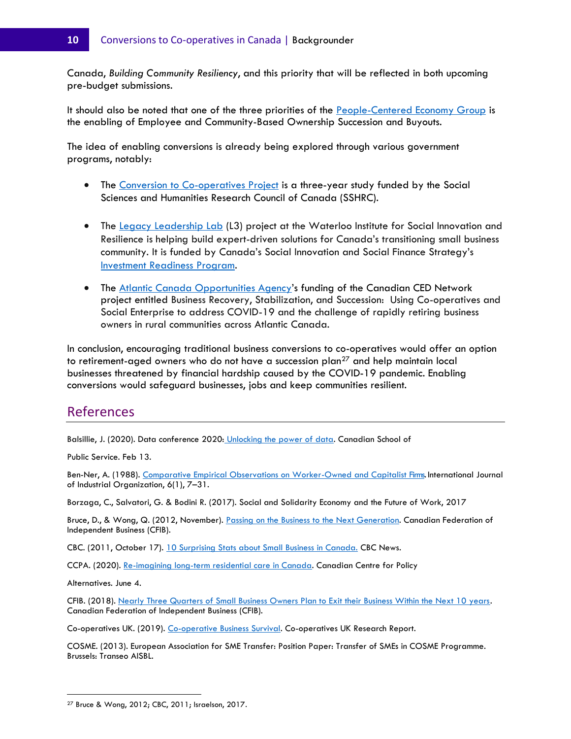Canada, *Building Community Resiliency*, and this priority that will be reflected in both upcoming pre-budget submissions.

It should also be noted that one of the three priorities of the People-Centered Economy Group is the enabling of Employee and Community-Based Ownership Succession and Buyouts.

The idea of enabling conversions is already being explored through various government programs, notably:

- The Conversion to Co-operatives Project is a three-year study funded by the Social Sciences and Humanities Research Council of Canada (SSHRC).
- The Legacy Leadership Lab (L3) project at the Waterloo Institute for Social Innovation and Resilience is helping build expert-driven solutions for Canada's transitioning small business community. It is funded by Canada's Social Innovation and Social Finance Strategy's Investment Readiness Program.
- The Atlantic Canada Opportunities Agency's funding of the Canadian CED Network project entitled Business Recovery, Stabilization, and Succession: Using Co-operatives and Social Enterprise to address COVID-19 and the challenge of rapidly retiring business owners in rural communities across Atlantic Canada.

In conclusion, encouraging traditional business conversions to co-operatives would offer an option to retirement-aged owners who do not have a succession plan[27] and help maintain local businesses threatened by financial hardship caused by the COVID-19 pandemic. Enabling conversions would safeguard businesses, jobs and keep communities resilient.

## References

Balsillie, J. (2020). Data conference 2020: Unlocking the power of data. Canadian School of Public Service. Feb 13.

Ben-Ner, A. (1988). Comparative Empirical Observations on Worker-Owned and Capitalist Firms. International Journal of Industrial Organization, 6(1), 7–31.

Borzaga, C., Salvatori, G. & Bodini R. (2017). Social and Solidarity Economy and the Future of Work, 2017

Bruce, D., & Wong, Q. (2012, November). Passing on the Business to the Next Generation. Canadian Federation of Independent Business (CFIB).

CBC. (2011, October 17). 10 Surprising Stats about Small Business in Canada. CBC News.

CCPA. (2020). Re-imagining long-term residential care in Canada. Canadian Centre for Policy Alternatives. June 4.

CFIB. (2018). Nearly Three Quarters of Small Business Owners Plan to Exit their Business Within the Next 10 years. Canadian Federation of Independent Business (CFIB).

Co-operatives UK. (2019). Co-operative Business Survival. Co-operatives UK Research Report.

COSME. (2013). European Association for SME Transfer: Position Paper: Transfer of SMEs in COSME Programme. Brussels: Transeo AISBL.

---

[27] Bruce & Wong, 2012; CBC, 2011; Israelson, 2017.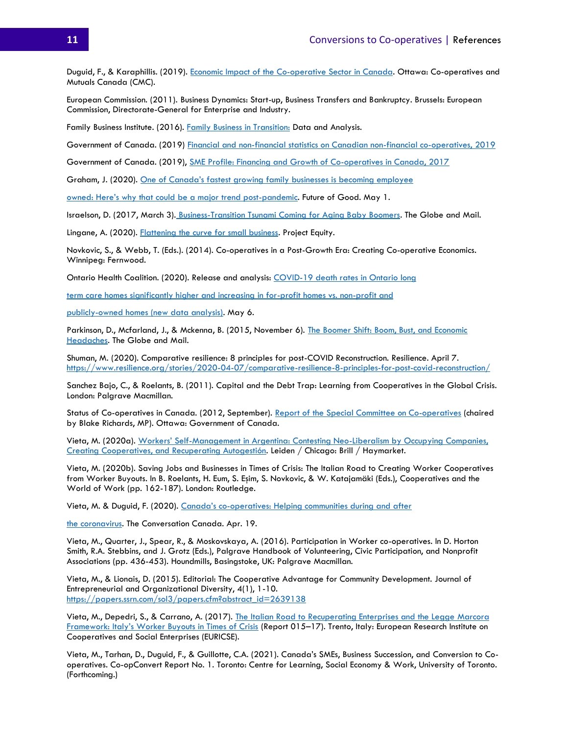Duguid, F., & Karaphillis. (2019). Economic Impact of the Co-operative Sector in Canada. Ottawa: Co-operatives and Mutuals Canada (CMC).

European Commission. (2011). Business Dynamics: Start-up, Business Transfers and Bankruptcy. Brussels: European Commission, Directorate-General for Enterprise and Industry.

Family Business Institute. (2016). Family Business in Transition: Data and Analysis.

Government of Canada. (2019) Financial and non-financial statistics on Canadian non-financial co-operatives, 2019

Government of Canada. (2019), SME Profile: Financing and Growth of Co-operatives in Canada, 2017

Graham, J. (2020). One of Canada's fastest growing family businesses is becoming employee owned: Here's why that could be a major trend post-pandemic. Future of Good. May 1.

Israelson, D. (2017, March 3). Business-Transition Tsunami Coming for Aging Baby Boomers. The Globe and Mail.

Lingane, A. (2020). Flattening the curve for small business. Project Equity.

Novkovic, S., & Webb, T. (Eds.). (2014). Co-operatives in a Post-Growth Era: Creating Co-operative Economics. Winnipeg: Fernwood.

Ontario Health Coalition. (2020). Release and analysis: COVID-19 death rates in Ontario long term care homes significantly higher and increasing in for-profit homes vs. non-profit and publicly-owned homes (new data analysis). May 6.

Parkinson, D., Mcfarland, J., & Mckenna, B. (2015, November 6). The Boomer Shift: Boom, Bust, and Economic Headaches. The Globe and Mail.

Shuman, M. (2020). Comparative resilience: 8 principles for post-COVID Reconstruction. Resilience. April 7. https://www.resilience.org/stories/2020-04-07/comparative-resilience-8-principles-for-post-covid-reconstruction/

Sanchez Bajo, C., & Roelants, B. (2011). Capital and the Debt Trap: Learning from Cooperatives in the Global Crisis. London: Palgrave Macmillan.

Status of Co-operatives in Canada. (2012, September). Report of the Special Committee on Co-operatives (chaired by Blake Richards, MP). Ottawa: Government of Canada.

Vieta, M. (2020a). Workers' Self-Management in Argentina: Contesting Neo-Liberalism by Occupying Companies, Creating Cooperatives, and Recuperating Autogestión. Leiden / Chicago: Brill / Haymarket.

Vieta, M. (2020b). Saving Jobs and Businesses in Times of Crisis: The Italian Road to Creating Worker Cooperatives from Worker Buyouts. In B. Roelants, H. Eum, S. Eșim, S. Novkovic, & W. Katajamäki (Eds.), Cooperatives and the World of Work (pp. 162-187). London: Routledge.

Vieta, M. & Duguid, F. (2020). Canada's co-operatives: Helping communities during and after the coronavirus. The Conversation Canada. Apr. 19.

Vieta, M., Quarter, J., Spear, R., & Moskovskaya, A. (2016). Participation in Worker co-operatives. In D. Horton Smith, R.A. Stebbins, and J. Grotz (Eds.), Palgrave Handbook of Volunteering, Civic Participation, and Nonprofit Associations (pp. 436-453). Houndmills, Basingstoke, UK: Palgrave Macmillan.

Vieta, M., & Lionais, D. (2015). Editorial: The Cooperative Advantage for Community Development. Journal of Entrepreneurial and Organizational Diversity, 4(1), 1-10. https://papers.ssrn.com/sol3/papers.cfm?abstract_id=2639138

Vieta, M., Depedri, S., & Carrano, A. (2017). The Italian Road to Recuperating Enterprises and the Legge Marcora Framework: Italy's Worker Buyouts in Times of Crisis (Report 015–17). Trento, Italy: European Research Institute on Cooperatives and Social Enterprises (EURICSE).

Vieta, M., Tarhan, D., Duguid, F., & Guillotte, C.A. (2021). Canada's SMEs, Business Succession, and Conversion to Co-operatives. Co-opConvert Report No. 1. Toronto: Centre for Learning, Social Economy & Work, University of Toronto. (Forthcoming.)